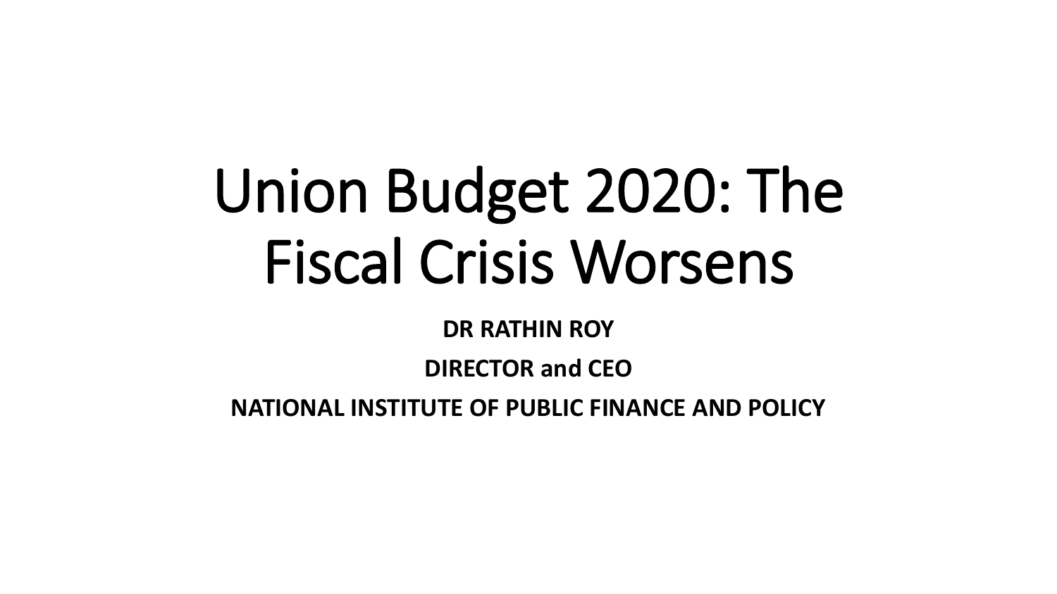# Union Budget 2020: The Fiscal Crisis Worsens

**DR RATHIN ROY**

**DIRECTOR and CEO**

**NATIONAL INSTITUTE OF PUBLIC FINANCE AND POLICY**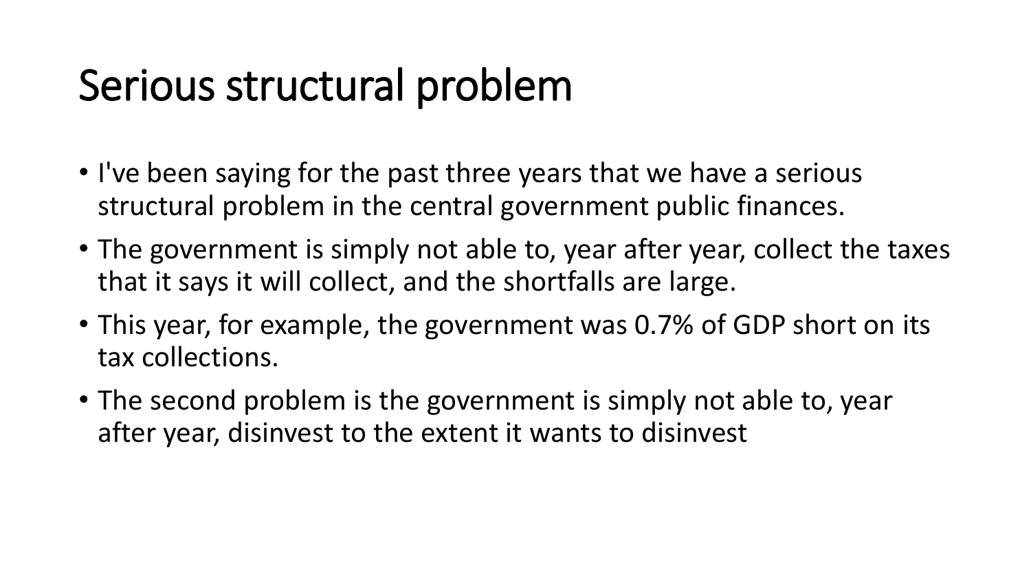# Serious structural problem

- I've been saying for the past three years that we have a serious structural problem in the central government public finances.
- The government is simply not able to, year after year, collect the taxes that it says it will collect, and the shortfalls are large.
- This year, for example, the government was 0.7% of GDP short on its tax collections.
- The second problem is the government is simply not able to, year after year, disinvest to the extent it wants to disinvest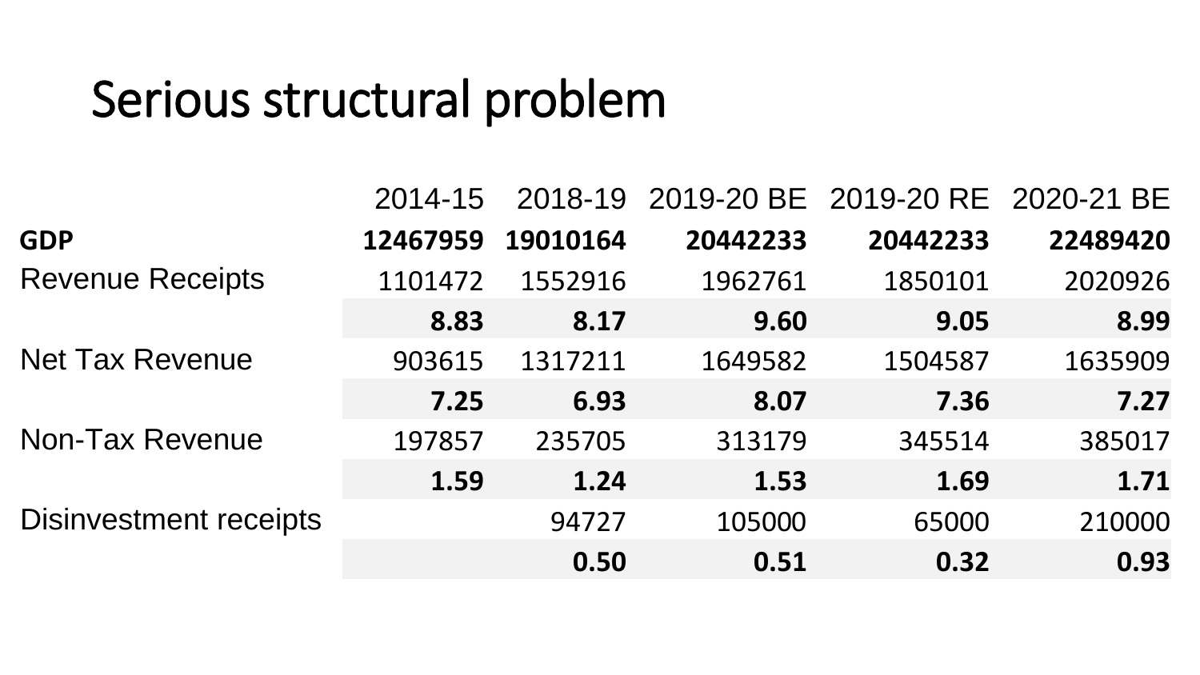# Serious structural problem

| | 2014-15 | 2018-19 | 2019-20 BE | 2019-20 RE | 2020-21 BE |
|---|---|---|---|---|---|
| **GDP** | **12467959** | **19010164** | **20442233** | **20442233** | **22489420** |
| Revenue Receipts | 1101472 | 1552916 | 1962761 | 1850101 | 2020926 |
| | **8.83** | **8.17** | **9.60** | **9.05** | **8.99** |
| Net Tax Revenue | 903615 | 1317211 | 1649582 | 1504587 | 1635909 |
| | **7.25** | **6.93** | **8.07** | **7.36** | **7.27** |
| Non-Tax Revenue | 197857 | 235705 | 313179 | 345514 | 385017 |
| | **1.59** | **1.24** | **1.53** | **1.69** | **1.71** |
| Disinvestment receipts | | 94727 | 105000 | 65000 | 210000 |
| | | **0.50** | **0.51** | **0.32** | **0.93** |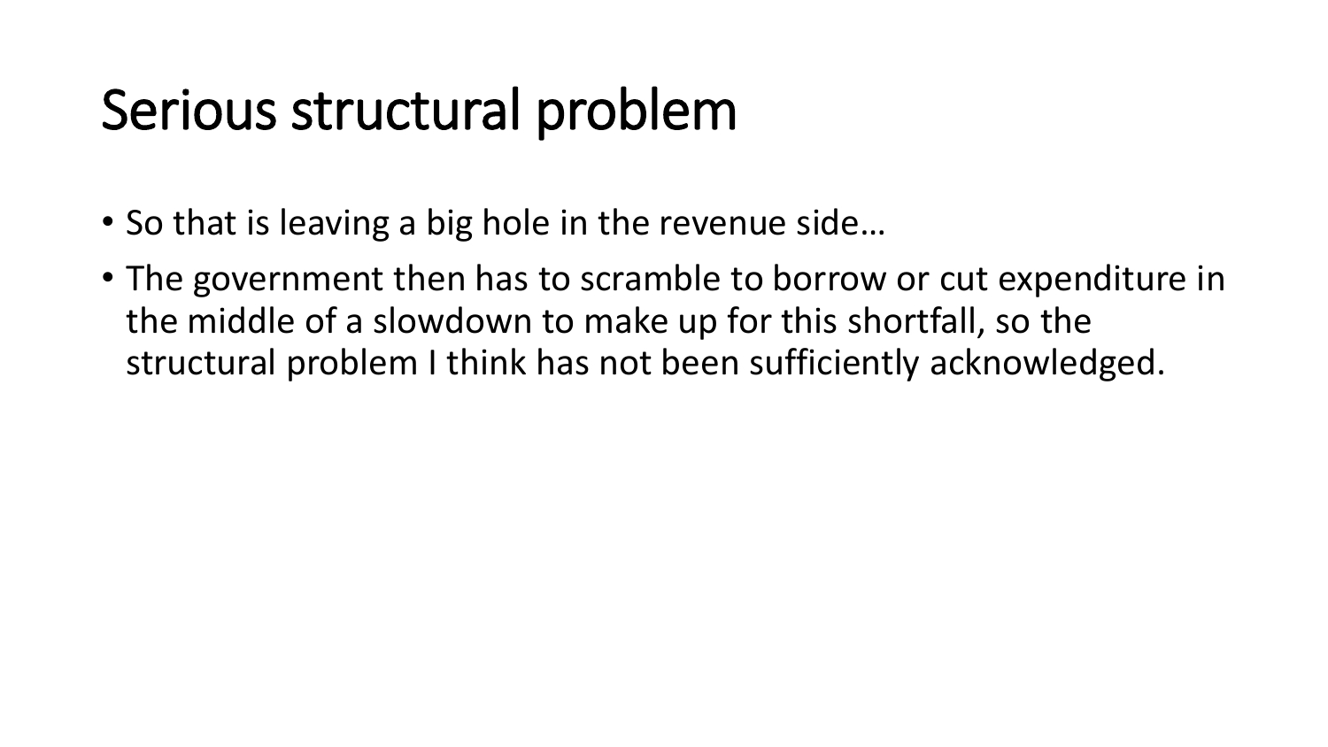# Serious structural problem

- So that is leaving a big hole in the revenue side…
- The government then has to scramble to borrow or cut expenditure in the middle of a slowdown to make up for this shortfall, so the structural problem I think has not been sufficiently acknowledged.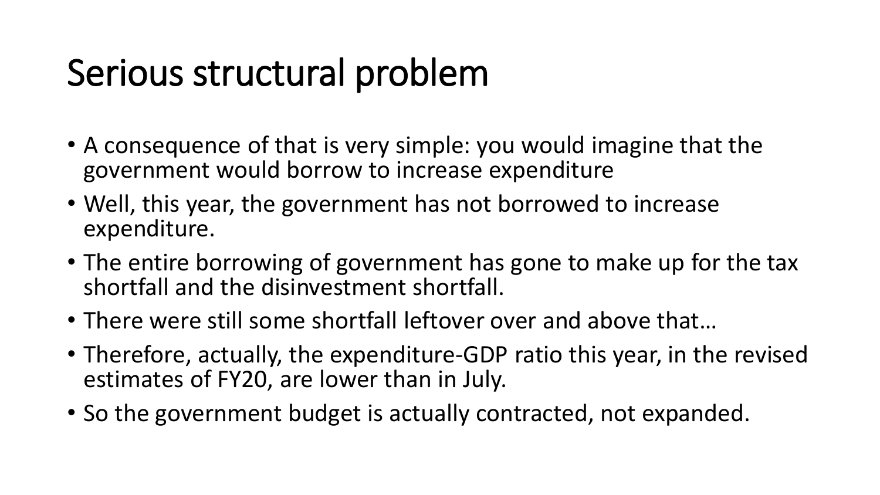# Serious structural problem

- A consequence of that is very simple: you would imagine that the government would borrow to increase expenditure
- Well, this year, the government has not borrowed to increase expenditure.
- The entire borrowing of government has gone to make up for the tax shortfall and the disinvestment shortfall.
- There were still some shortfall leftover over and above that…
- Therefore, actually, the expenditure-GDP ratio this year, in the revised estimates of FY20, are lower than in July.
- So the government budget is actually contracted, not expanded.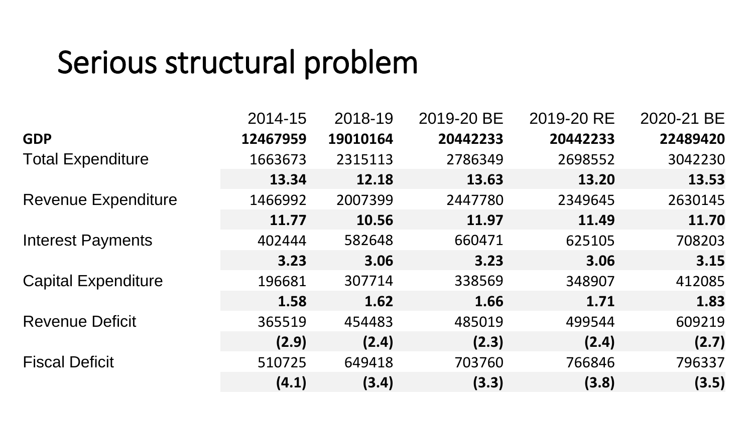# Serious structural problem

| | 2014-15 | 2018-19 | 2019-20 BE | 2019-20 RE | 2020-21 BE |
|---|---|---|---|---|---|
| **GDP** | **12467959** | **19010164** | **20442233** | **20442233** | **22489420** |
| Total Expenditure | 1663673 | 2315113 | 2786349 | 2698552 | 3042230 |
| | **13.34** | **12.18** | **13.63** | **13.20** | **13.53** |
| Revenue Expenditure | 1466992 | 2007399 | 2447780 | 2349645 | 2630145 |
| | **11.77** | **10.56** | **11.97** | **11.49** | **11.70** |
| Interest Payments | 402444 | 582648 | 660471 | 625105 | 708203 |
| | **3.23** | **3.06** | **3.23** | **3.06** | **3.15** |
| Capital Expenditure | 196681 | 307714 | 338569 | 348907 | 412085 |
| | **1.58** | **1.62** | **1.66** | **1.71** | **1.83** |
| Revenue Deficit | 365519 | 454483 | 485019 | 499544 | 609219 |
| | **(2.9)** | **(2.4)** | **(2.3)** | **(2.4)** | **(2.7)** |
| Fiscal Deficit | 510725 | 649418 | 703760 | 766846 | 796337 |
| | **(4.1)** | **(3.4)** | **(3.3)** | **(3.8)** | **(3.5)** |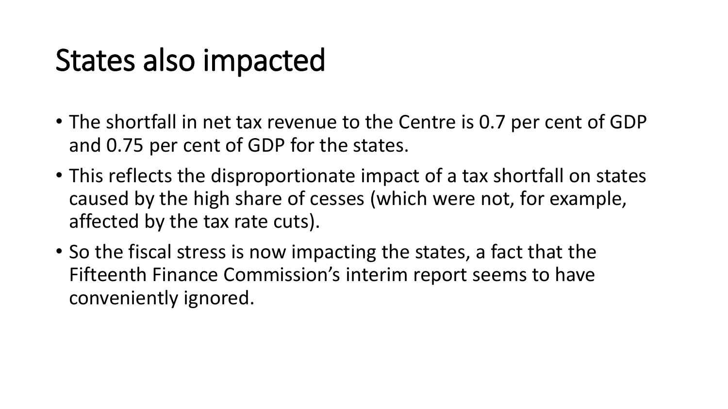# States also impacted

- The shortfall in net tax revenue to the Centre is 0.7 per cent of GDP and 0.75 per cent of GDP for the states.
- This reflects the disproportionate impact of a tax shortfall on states caused by the high share of cesses (which were not, for example, affected by the tax rate cuts).
- So the fiscal stress is now impacting the states, a fact that the Fifteenth Finance Commission's interim report seems to have conveniently ignored.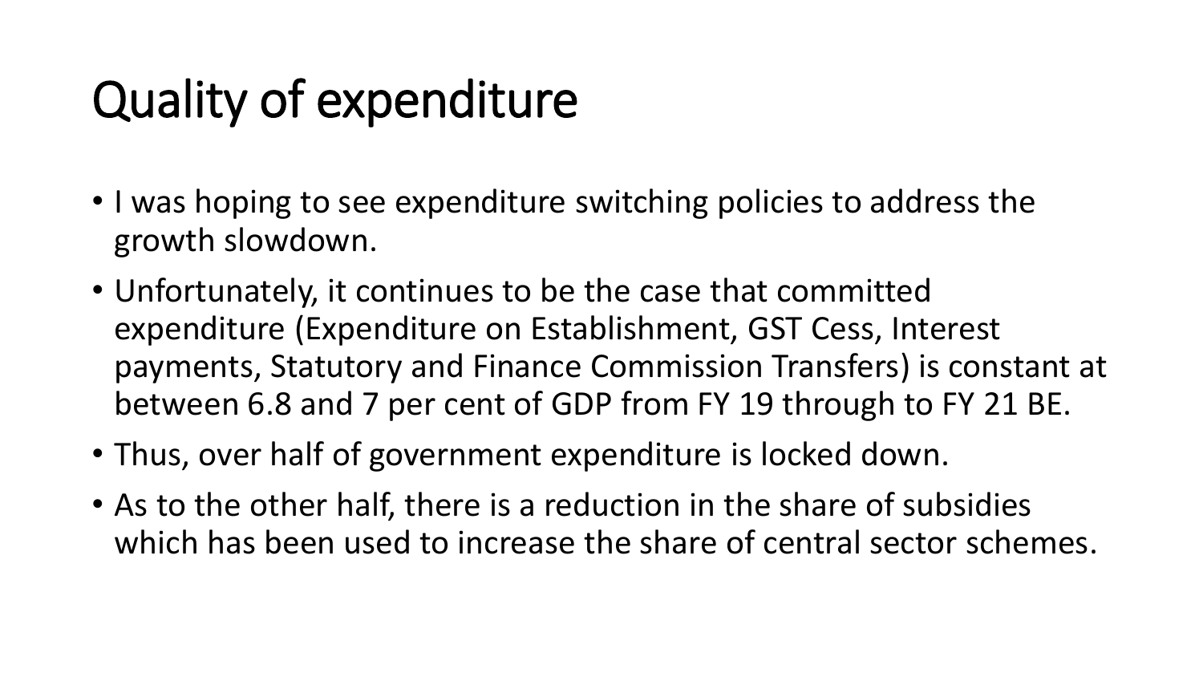# Quality of expenditure

- I was hoping to see expenditure switching policies to address the growth slowdown.
- Unfortunately, it continues to be the case that committed expenditure (Expenditure on Establishment, GST Cess, Interest payments, Statutory and Finance Commission Transfers) is constant at between 6.8 and 7 per cent of GDP from FY 19 through to FY 21 BE.
- Thus, over half of government expenditure is locked down.
- As to the other half, there is a reduction in the share of subsidies which has been used to increase the share of central sector schemes.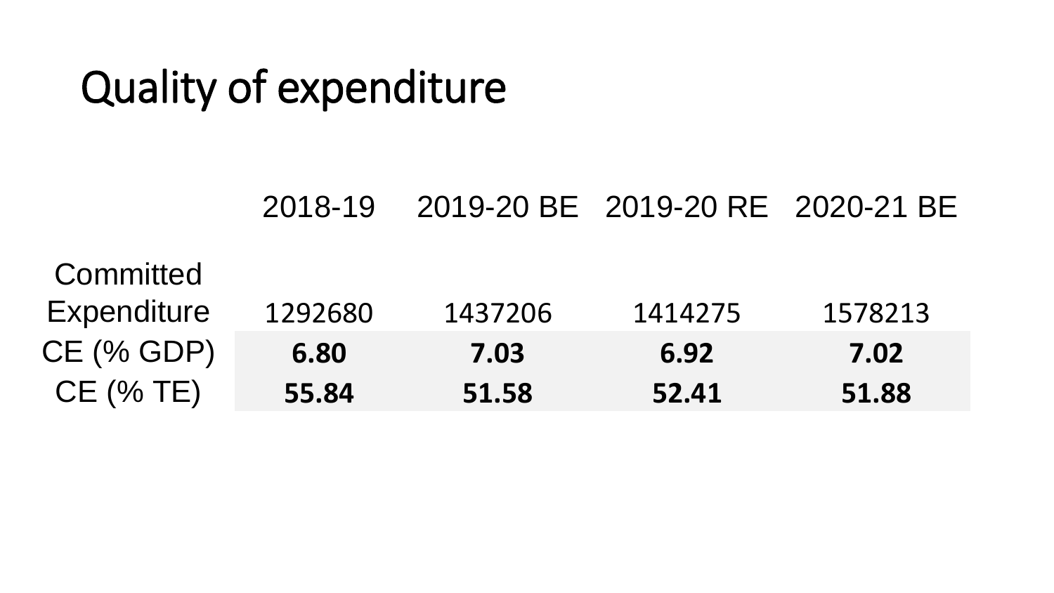# Quality of expenditure

| | 2018-19 | 2019-20 BE | 2019-20 RE | 2020-21 BE |
|---|---|---|---|---|
| Committed Expenditure | 1292680 | 1437206 | 1414275 | 1578213 |
| CE (% GDP) | **6.80** | **7.03** | **6.92** | **7.02** |
| CE (% TE) | **55.84** | **51.58** | **52.41** | **51.88** |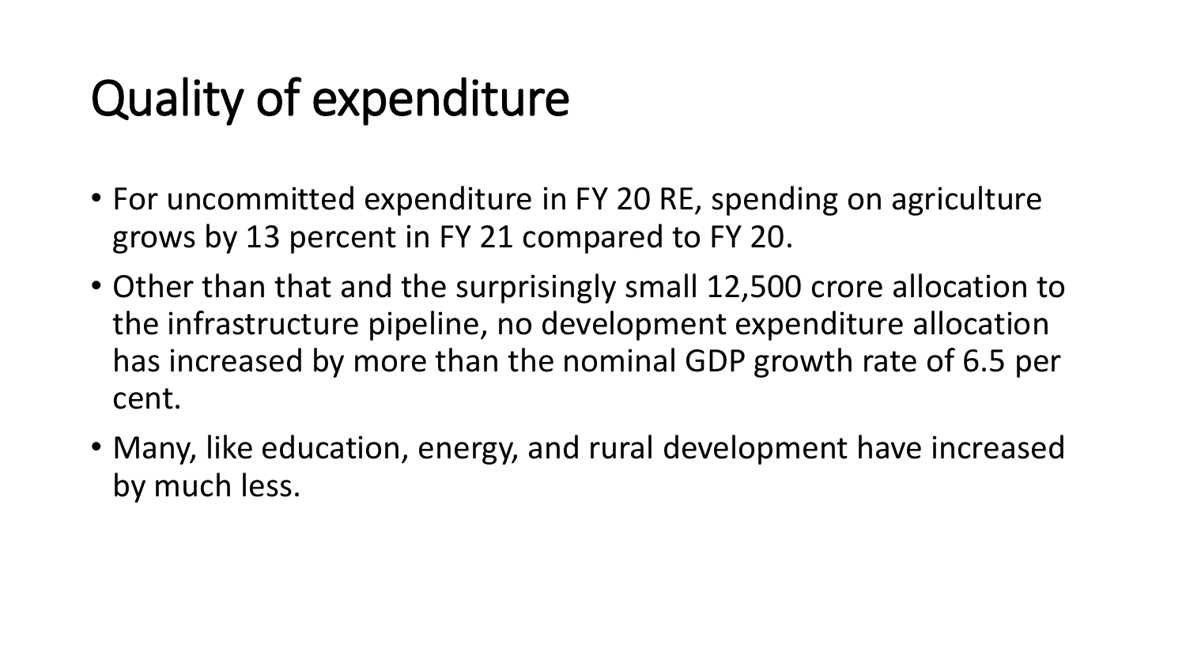# Quality of expenditure

- For uncommitted expenditure in FY 20 RE, spending on agriculture grows by 13 percent in FY 21 compared to FY 20.
- Other than that and the surprisingly small 12,500 crore allocation to the infrastructure pipeline, no development expenditure allocation has increased by more than the nominal GDP growth rate of 6.5 per cent.
- Many, like education, energy, and rural development have increased by much less.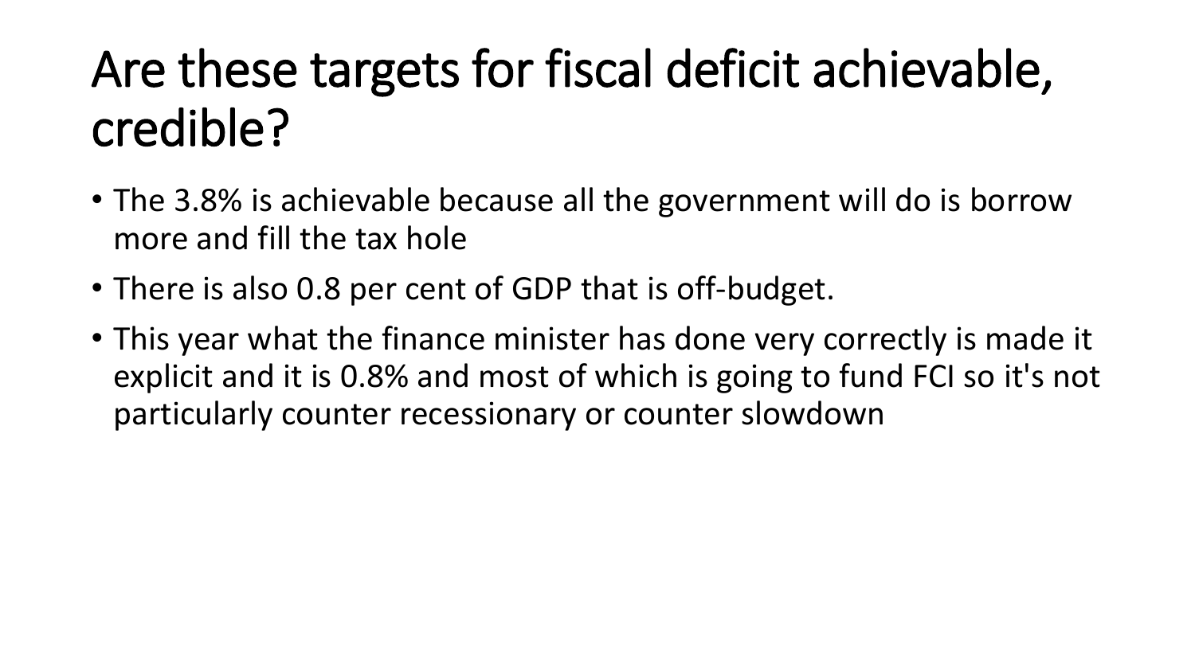# Are these targets for fiscal deficit achievable, credible?

- The 3.8% is achievable because all the government will do is borrow more and fill the tax hole
- There is also 0.8 per cent of GDP that is off-budget.
- This year what the finance minister has done very correctly is made it explicit and it is 0.8% and most of which is going to fund FCI so it's not particularly counter recessionary or counter slowdown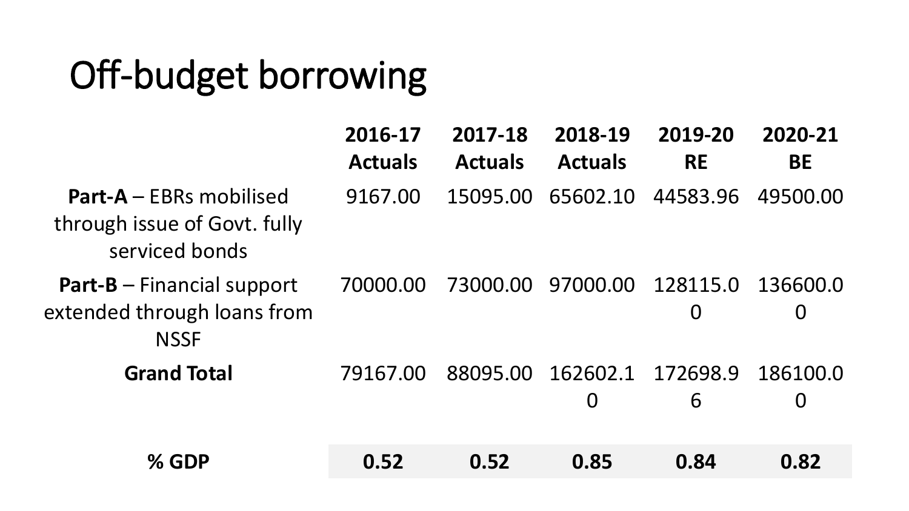# Off-budget borrowing

| | 2016-17 Actuals | 2017-18 Actuals | 2018-19 Actuals | 2019-20 RE | 2020-21 BE |
|---|---|---|---|---|---|
| **Part-A** – EBRs mobilised through issue of Govt. fully serviced bonds | 9167.00 | 15095.00 | 65602.10 | 44583.96 | 49500.00 |
| **Part-B** – Financial support extended through loans from NSSF | 70000.00 | 73000.00 | 97000.00 | 128115.00 | 136600.00 |
| **Grand Total** | 79167.00 | 88095.00 | 162602.10 | 172698.96 | 186100.00 |
| **% GDP** | **0.52** | **0.52** | **0.85** | **0.84** | **0.82** |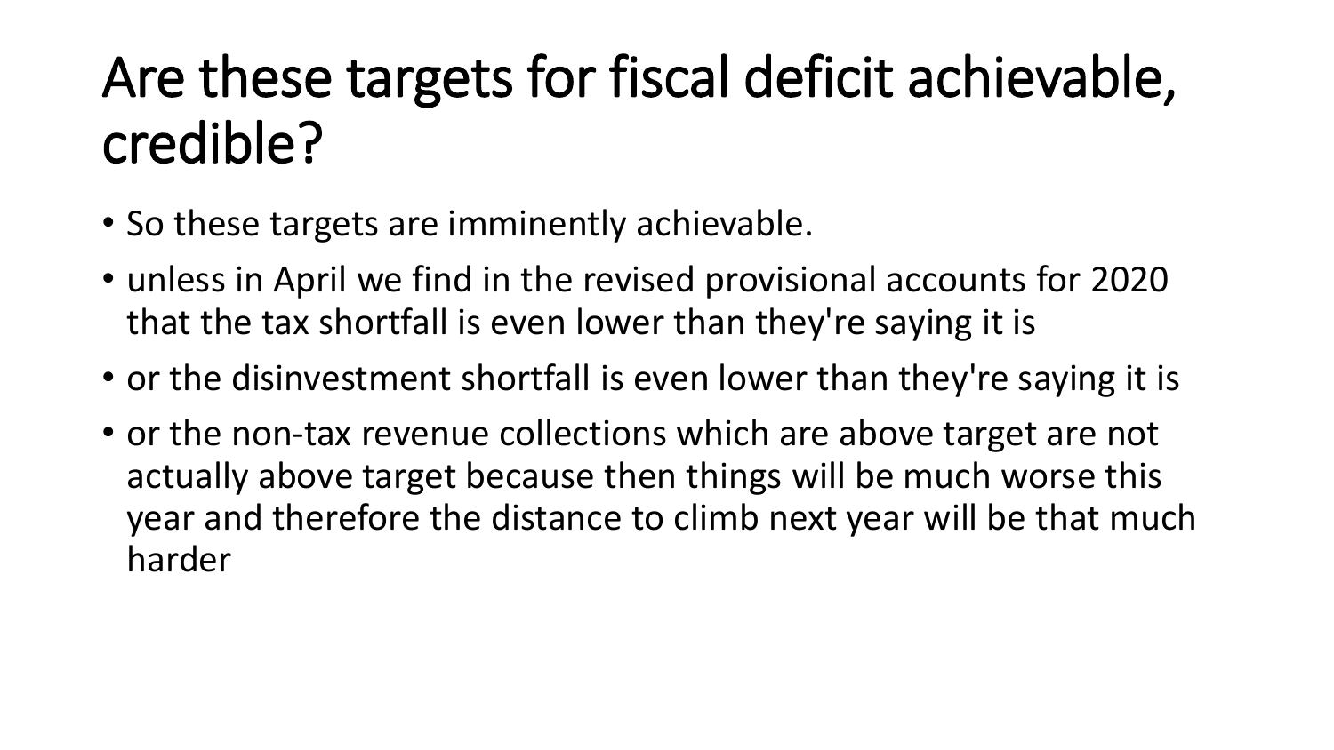# Are these targets for fiscal deficit achievable, credible?

- So these targets are imminently achievable.
- unless in April we find in the revised provisional accounts for 2020 that the tax shortfall is even lower than they're saying it is
- or the disinvestment shortfall is even lower than they're saying it is
- or the non-tax revenue collections which are above target are not actually above target because then things will be much worse this year and therefore the distance to climb next year will be that much harder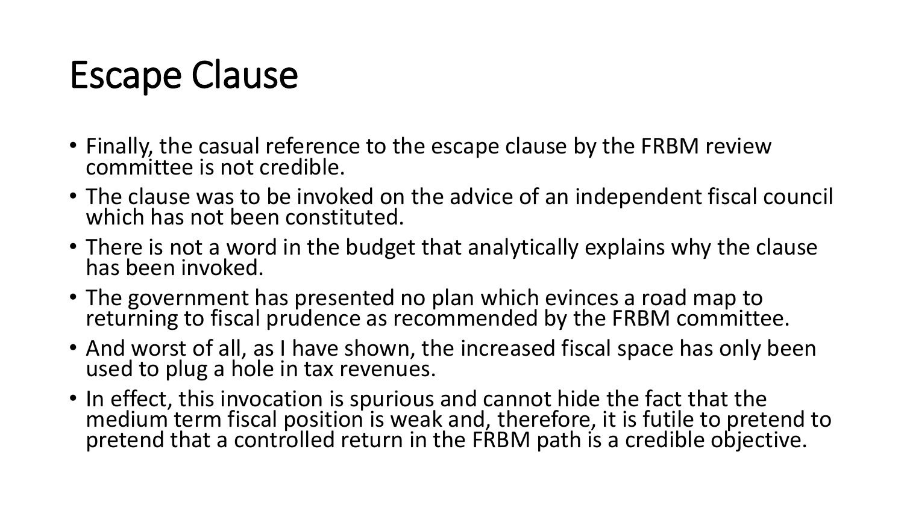# Escape Clause

- Finally, the casual reference to the escape clause by the FRBM review committee is not credible.
- The clause was to be invoked on the advice of an independent fiscal council which has not been constituted.
- There is not a word in the budget that analytically explains why the clause has been invoked.
- The government has presented no plan which evinces a road map to returning to fiscal prudence as recommended by the FRBM committee.
- And worst of all, as I have shown, the increased fiscal space has only been used to plug a hole in tax revenues.
- In effect, this invocation is spurious and cannot hide the fact that the medium term fiscal position is weak and, therefore, it is futile to pretend to pretend that a controlled return in the FRBM path is a credible objective.